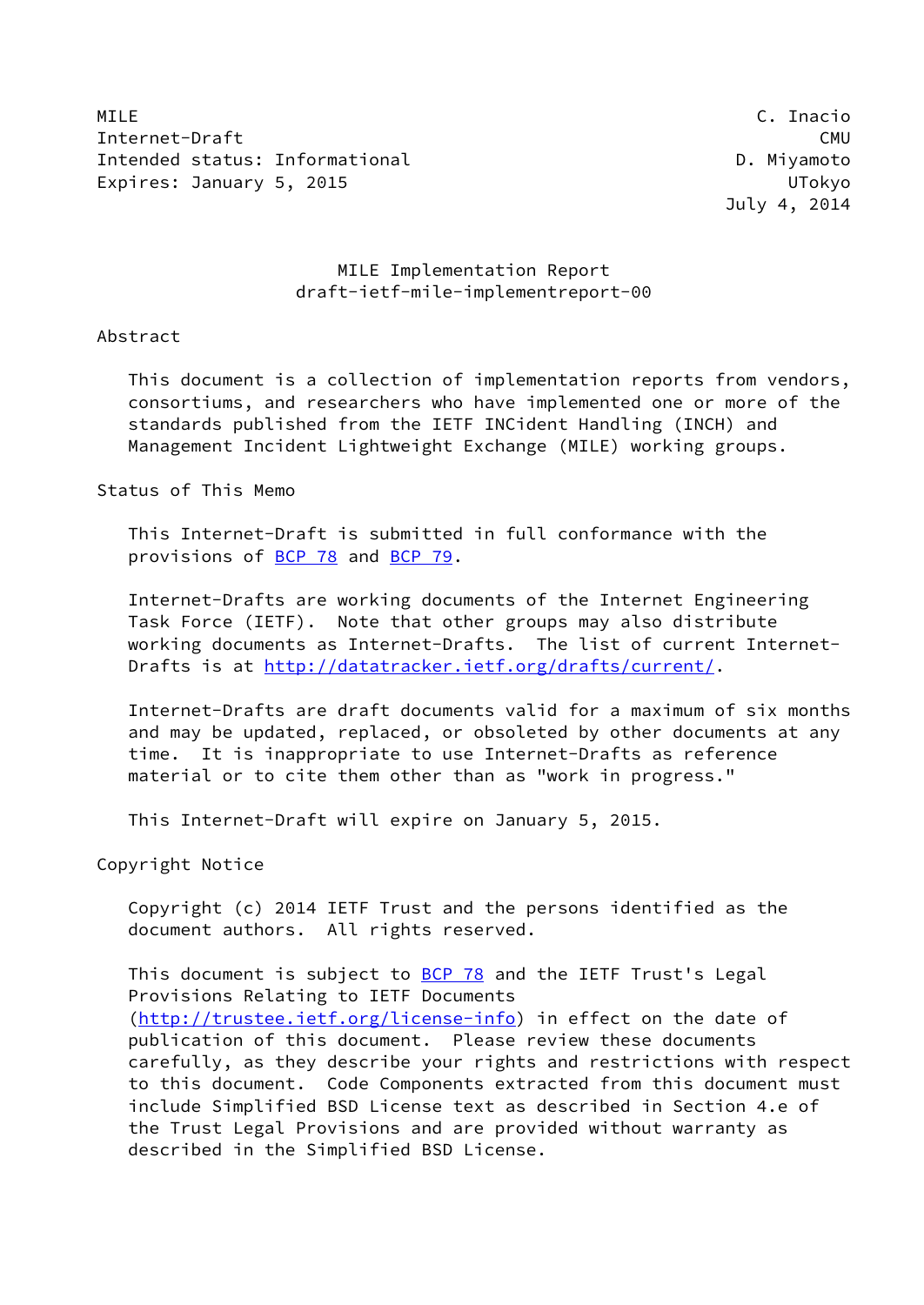MILE                                                           C. Inacio
Internet-Draft                                                       CMU
Intended status: Informational                               D. Miyamoto
Expires: January 5, 2015                                          UTokyo
                                                            July 4, 2014

# MILE Implementation Report
## draft-ietf-mile-implementreport-00

## Abstract

This document is a collection of implementation reports from vendors, consortiums, and researchers who have implemented one or more of the standards published from the IETF INCident Handling (INCH) and Management Incident Lightweight Exchange (MILE) working groups.

## Status of This Memo

This Internet-Draft is submitted in full conformance with the provisions of BCP 78 and BCP 79.

Internet-Drafts are working documents of the Internet Engineering Task Force (IETF). Note that other groups may also distribute working documents as Internet-Drafts. The list of current Internet-Drafts is at http://datatracker.ietf.org/drafts/current/.

Internet-Drafts are draft documents valid for a maximum of six months and may be updated, replaced, or obsoleted by other documents at any time. It is inappropriate to use Internet-Drafts as reference material or to cite them other than as "work in progress."

This Internet-Draft will expire on January 5, 2015.

## Copyright Notice

Copyright (c) 2014 IETF Trust and the persons identified as the document authors. All rights reserved.

This document is subject to BCP 78 and the IETF Trust's Legal Provisions Relating to IETF Documents (http://trustee.ietf.org/license-info) in effect on the date of publication of this document. Please review these documents carefully, as they describe your rights and restrictions with respect to this document. Code Components extracted from this document must include Simplified BSD License text as described in Section 4.e of the Trust Legal Provisions and are provided without warranty as described in the Simplified BSD License.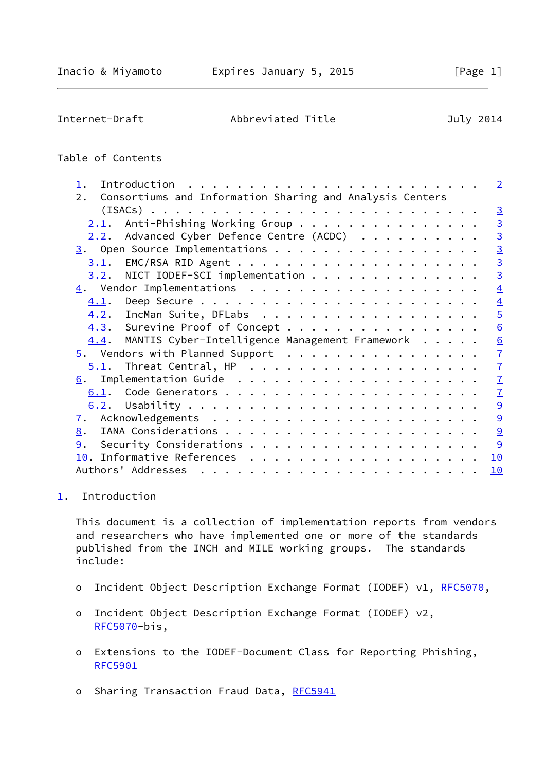## Table of Contents

1. Introduction . . . . . . . . . . . . . . . . . . . . . . . . 2
2. Consortiums and Information Sharing and Analysis Centers (ISACs) . . . . . . . . . . . . . . . . . . . . . . . . . . . . 3
   2.1. Anti-Phishing Working Group . . . . . . . . . . . . . . . 3
   2.2. Advanced Cyber Defence Centre (ACDC) . . . . . . . . . . 3
3. Open Source Implementations . . . . . . . . . . . . . . . . . 3
   3.1. EMC/RSA RID Agent . . . . . . . . . . . . . . . . . . . . 3
   3.2. NICT IODEF-SCI implementation . . . . . . . . . . . . . . 3
4. Vendor Implementations . . . . . . . . . . . . . . . . . . . 4
   4.1. Deep Secure . . . . . . . . . . . . . . . . . . . . . . . 4
   4.2. IncMan Suite, DFLabs . . . . . . . . . . . . . . . . . . 5
   4.3. Surevine Proof of Concept . . . . . . . . . . . . . . . . 6
   4.4. MANTIS Cyber-Intelligence Management Framework . . . . . 6
5. Vendors with Planned Support . . . . . . . . . . . . . . . . 7
   5.1. Threat Central, HP . . . . . . . . . . . . . . . . . . . 7
6. Implementation Guide . . . . . . . . . . . . . . . . . . . . 7
   6.1. Code Generators . . . . . . . . . . . . . . . . . . . . . 7
   6.2. Usability . . . . . . . . . . . . . . . . . . . . . . . . 9
7. Acknowledgements . . . . . . . . . . . . . . . . . . . . . . 9
8. IANA Considerations . . . . . . . . . . . . . . . . . . . . . 9
9. Security Considerations . . . . . . . . . . . . . . . . . . . 9
10. Informative References . . . . . . . . . . . . . . . . . . . 10

Authors' Addresses . . . . . . . . . . . . . . . . . . . . . . . 10

## 1. Introduction

This document is a collection of implementation reports from vendors and researchers who have implemented one or more of the standards published from the INCH and MILE working groups. The standards include:

- Incident Object Description Exchange Format (IODEF) v1, RFC5070,
- Incident Object Description Exchange Format (IODEF) v2, RFC5070-bis,
- Extensions to the IODEF-Document Class for Reporting Phishing, RFC5901
- Sharing Transaction Fraud Data, RFC5941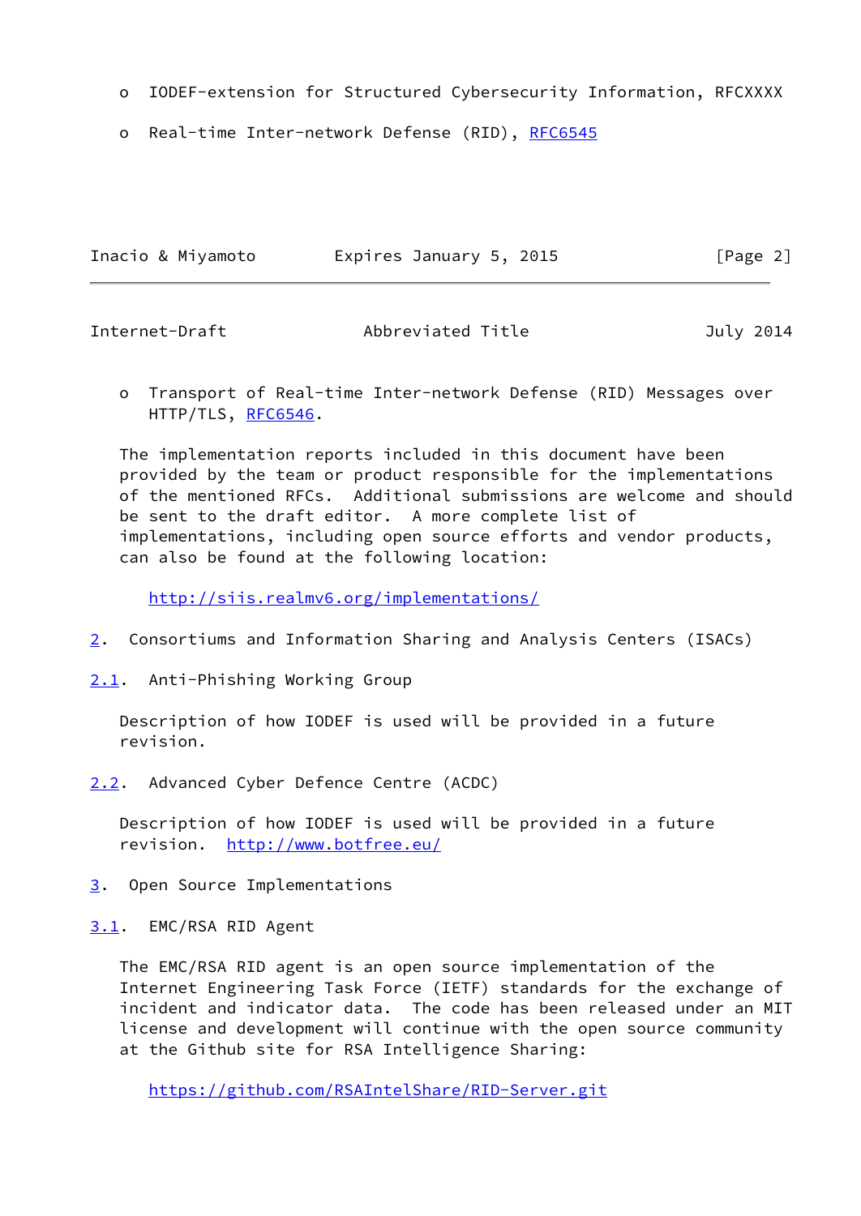- IODEF-extension for Structured Cybersecurity Information, RFCXXXX

- Real-time Inter-network Defense (RID), RFC6545

- Transport of Real-time Inter-network Defense (RID) Messages over HTTP/TLS, RFC6546.

The implementation reports included in this document have been provided by the team or product responsible for the implementations of the mentioned RFCs. Additional submissions are welcome and should be sent to the draft editor. A more complete list of implementations, including open source efforts and vendor products, can also be found at the following location:

http://siis.realmv6.org/implementations/

## 2. Consortiums and Information Sharing and Analysis Centers (ISACs)

### 2.1. Anti-Phishing Working Group

Description of how IODEF is used will be provided in a future revision.

### 2.2. Advanced Cyber Defence Centre (ACDC)

Description of how IODEF is used will be provided in a future revision. http://www.botfree.eu/

## 3. Open Source Implementations

### 3.1. EMC/RSA RID Agent

The EMC/RSA RID agent is an open source implementation of the Internet Engineering Task Force (IETF) standards for the exchange of incident and indicator data. The code has been released under an MIT license and development will continue with the open source community at the Github site for RSA Intelligence Sharing:

https://github.com/RSAIntelShare/RID-Server.git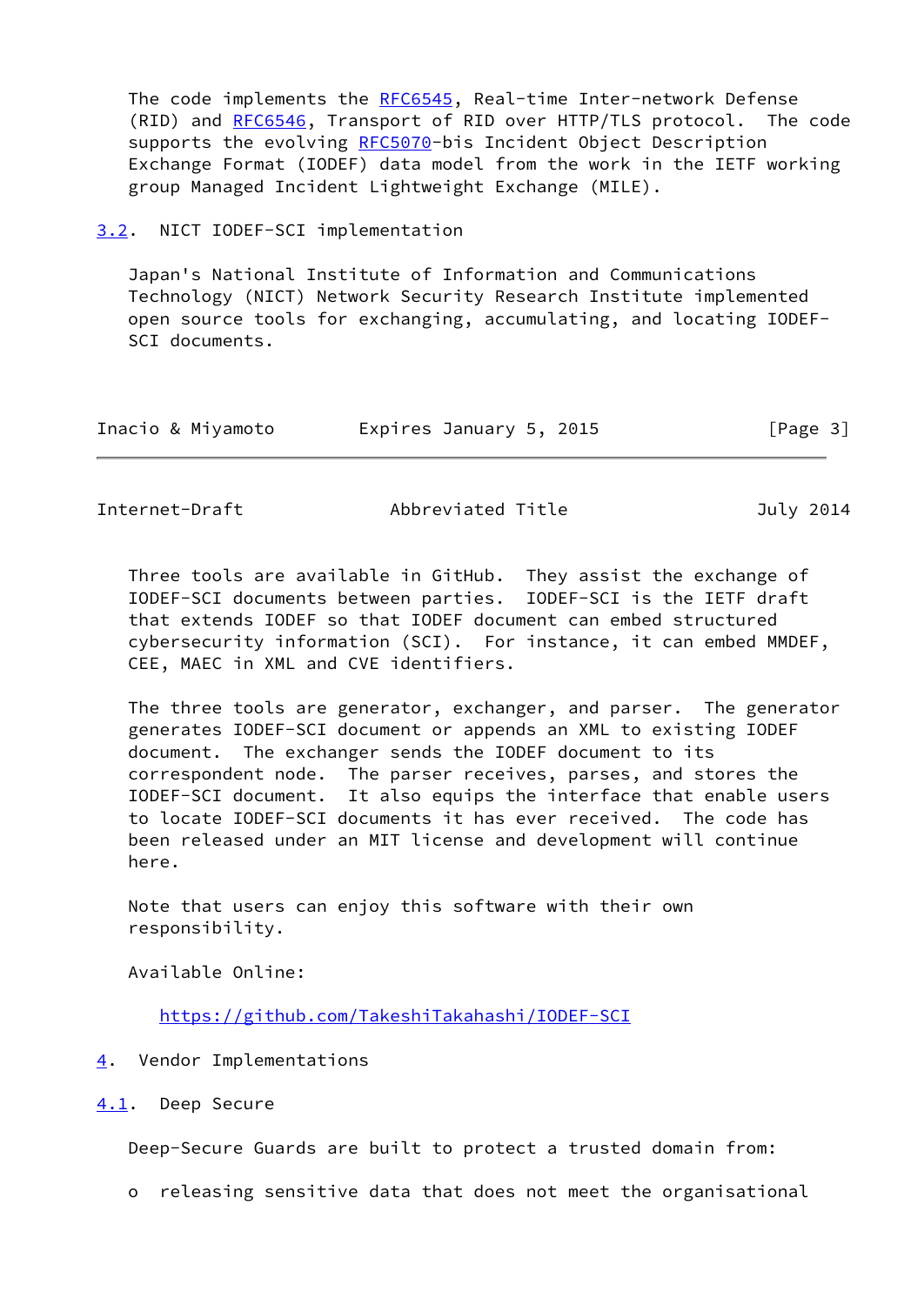The code implements the RFC6545, Real-time Inter-network Defense (RID) and RFC6546, Transport of RID over HTTP/TLS protocol. The code supports the evolving RFC5070-bis Incident Object Description Exchange Format (IODEF) data model from the work in the IETF working group Managed Incident Lightweight Exchange (MILE).

### 3.2. NICT IODEF-SCI implementation

Japan's National Institute of Information and Communications Technology (NICT) Network Security Research Institute implemented open source tools for exchanging, accumulating, and locating IODEF-SCI documents.

Three tools are available in GitHub. They assist the exchange of IODEF-SCI documents between parties. IODEF-SCI is the IETF draft that extends IODEF so that IODEF document can embed structured cybersecurity information (SCI). For instance, it can embed MMDEF, CEE, MAEC in XML and CVE identifiers.

The three tools are generator, exchanger, and parser. The generator generates IODEF-SCI document or appends an XML to existing IODEF document. The exchanger sends the IODEF document to its correspondent node. The parser receives, parses, and stores the IODEF-SCI document. It also equips the interface that enable users to locate IODEF-SCI documents it has ever received. The code has been released under an MIT license and development will continue here.

Note that users can enjoy this software with their own responsibility.

Available Online:

https://github.com/TakeshiTakahashi/IODEF-SCI

## 4. Vendor Implementations

### 4.1. Deep Secure

Deep-Secure Guards are built to protect a trusted domain from:

o releasing sensitive data that does not meet the organisational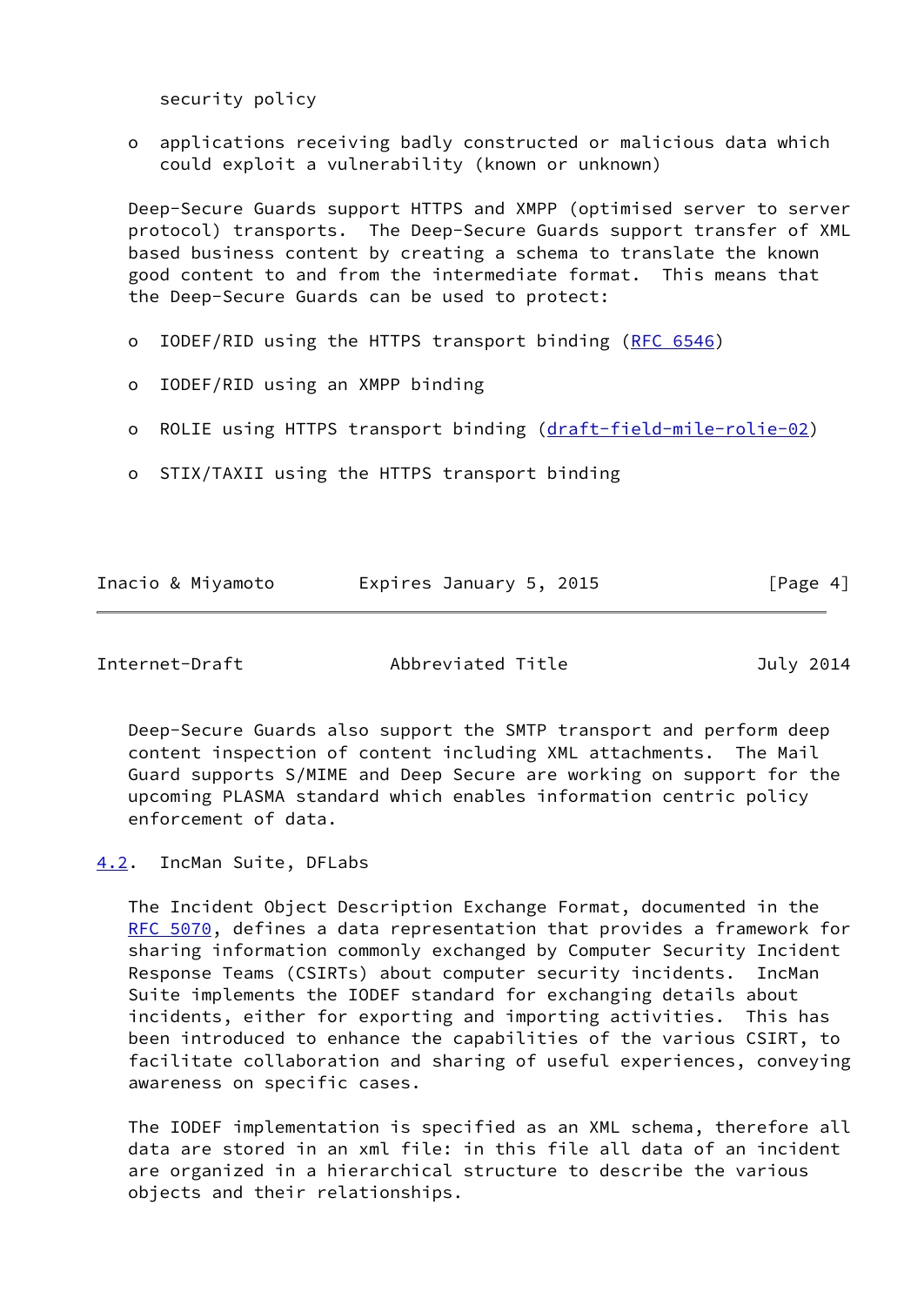security policy

- applications receiving badly constructed or malicious data which could exploit a vulnerability (known or unknown)

Deep-Secure Guards support HTTPS and XMPP (optimised server to server protocol) transports. The Deep-Secure Guards support transfer of XML based business content by creating a schema to translate the known good content to and from the intermediate format. This means that the Deep-Secure Guards can be used to protect:

- IODEF/RID using the HTTPS transport binding (RFC 6546)
- IODEF/RID using an XMPP binding
- ROLIE using HTTPS transport binding (draft-field-mile-rolie-02)
- STIX/TAXII using the HTTPS transport binding

Deep-Secure Guards also support the SMTP transport and perform deep content inspection of content including XML attachments. The Mail Guard supports S/MIME and Deep Secure are working on support for the upcoming PLASMA standard which enables information centric policy enforcement of data.

### 4.2. IncMan Suite, DFLabs

The Incident Object Description Exchange Format, documented in the RFC 5070, defines a data representation that provides a framework for sharing information commonly exchanged by Computer Security Incident Response Teams (CSIRTs) about computer security incidents. IncMan Suite implements the IODEF standard for exchanging details about incidents, either for exporting and importing activities. This has been introduced to enhance the capabilities of the various CSIRT, to facilitate collaboration and sharing of useful experiences, conveying awareness on specific cases.

The IODEF implementation is specified as an XML schema, therefore all data are stored in an xml file: in this file all data of an incident are organized in a hierarchical structure to describe the various objects and their relationships.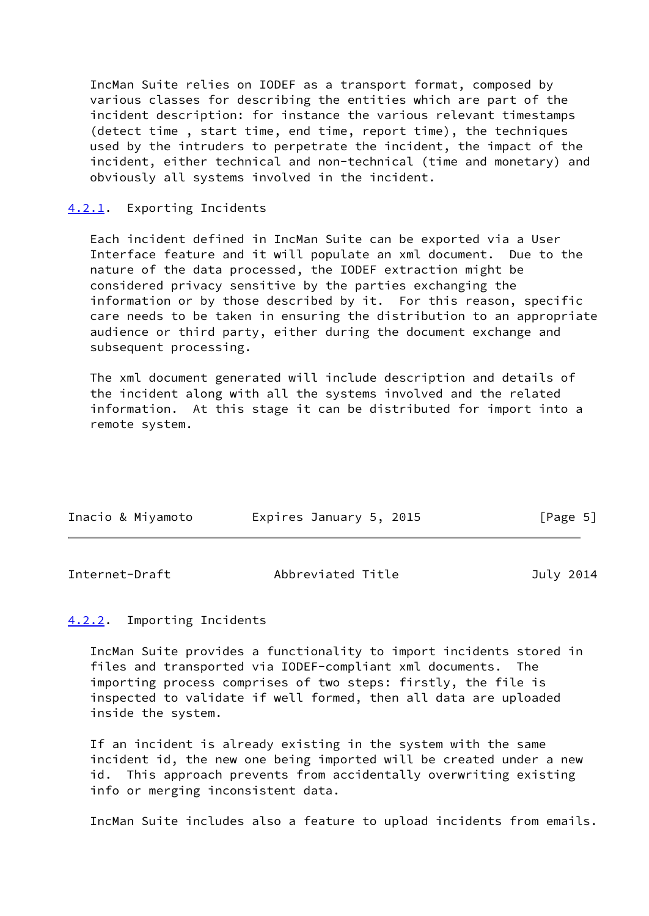IncMan Suite relies on IODEF as a transport format, composed by various classes for describing the entities which are part of the incident description: for instance the various relevant timestamps (detect time , start time, end time, report time), the techniques used by the intruders to perpetrate the incident, the impact of the incident, either technical and non-technical (time and monetary) and obviously all systems involved in the incident.

### 4.2.1. Exporting Incidents

Each incident defined in IncMan Suite can be exported via a User Interface feature and it will populate an xml document. Due to the nature of the data processed, the IODEF extraction might be considered privacy sensitive by the parties exchanging the information or by those described by it. For this reason, specific care needs to be taken in ensuring the distribution to an appropriate audience or third party, either during the document exchange and subsequent processing.

The xml document generated will include description and details of the incident along with all the systems involved and the related information. At this stage it can be distributed for import into a remote system.

### 4.2.2. Importing Incidents

IncMan Suite provides a functionality to import incidents stored in files and transported via IODEF-compliant xml documents. The importing process comprises of two steps: firstly, the file is inspected to validate if well formed, then all data are uploaded inside the system.

If an incident is already existing in the system with the same incident id, the new one being imported will be created under a new id. This approach prevents from accidentally overwriting existing info or merging inconsistent data.

IncMan Suite includes also a feature to upload incidents from emails.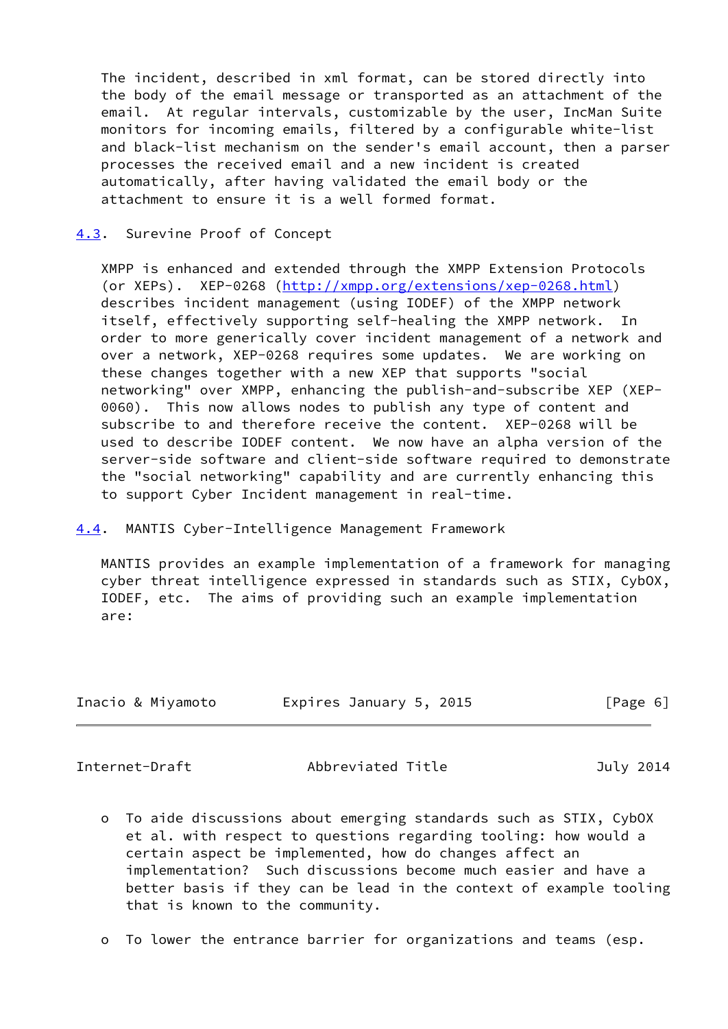The incident, described in xml format, can be stored directly into the body of the email message or transported as an attachment of the email. At regular intervals, customizable by the user, IncMan Suite monitors for incoming emails, filtered by a configurable white-list and black-list mechanism on the sender's email account, then a parser processes the received email and a new incident is created automatically, after having validated the email body or the attachment to ensure it is a well formed format.

### 4.3. Surevine Proof of Concept

XMPP is enhanced and extended through the XMPP Extension Protocols (or XEPs). XEP-0268 (http://xmpp.org/extensions/xep-0268.html) describes incident management (using IODEF) of the XMPP network itself, effectively supporting self-healing the XMPP network. In order to more generically cover incident management of a network and over a network, XEP-0268 requires some updates. We are working on these changes together with a new XEP that supports "social networking" over XMPP, enhancing the publish-and-subscribe XEP (XEP-0060). This now allows nodes to publish any type of content and subscribe to and therefore receive the content. XEP-0268 will be used to describe IODEF content. We now have an alpha version of the server-side software and client-side software required to demonstrate the "social networking" capability and are currently enhancing this to support Cyber Incident management in real-time.

### 4.4. MANTIS Cyber-Intelligence Management Framework

MANTIS provides an example implementation of a framework for managing cyber threat intelligence expressed in standards such as STIX, CybOX, IODEF, etc. The aims of providing such an example implementation are:

- To aide discussions about emerging standards such as STIX, CybOX et al. with respect to questions regarding tooling: how would a certain aspect be implemented, how do changes affect an implementation? Such discussions become much easier and have a better basis if they can be lead in the context of example tooling that is known to the community.

- To lower the entrance barrier for organizations and teams (esp.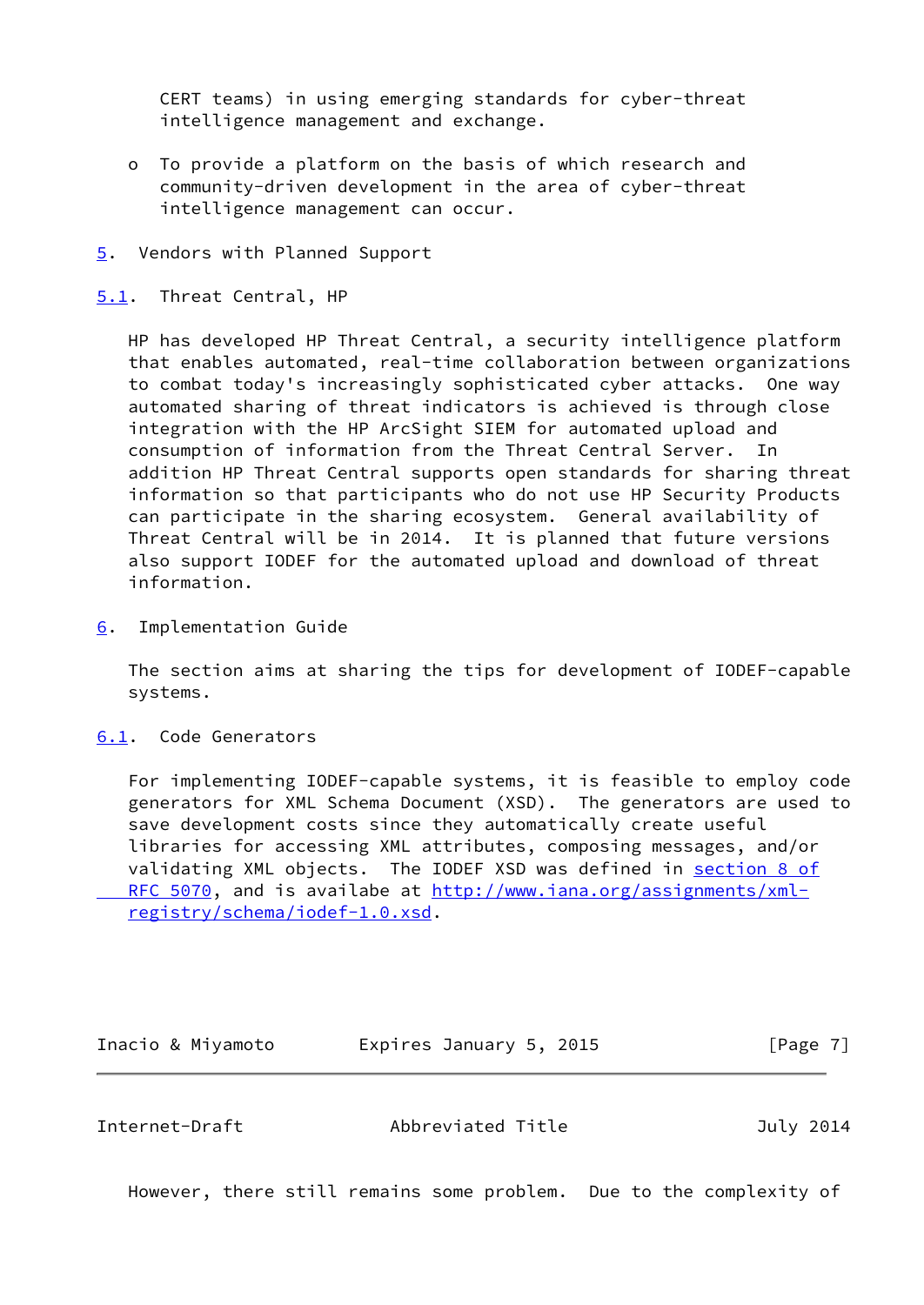CERT teams) in using emerging standards for cyber-threat intelligence management and exchange.

- To provide a platform on the basis of which research and community-driven development in the area of cyber-threat intelligence management can occur.

## 5. Vendors with Planned Support

### 5.1. Threat Central, HP

HP has developed HP Threat Central, a security intelligence platform that enables automated, real-time collaboration between organizations to combat today's increasingly sophisticated cyber attacks. One way automated sharing of threat indicators is achieved is through close integration with the HP ArcSight SIEM for automated upload and consumption of information from the Threat Central Server. In addition HP Threat Central supports open standards for sharing threat information so that participants who do not use HP Security Products can participate in the sharing ecosystem. General availability of Threat Central will be in 2014. It is planned that future versions also support IODEF for the automated upload and download of threat information.

## 6. Implementation Guide

The section aims at sharing the tips for development of IODEF-capable systems.

### 6.1. Code Generators

For implementing IODEF-capable systems, it is feasible to employ code generators for XML Schema Document (XSD). The generators are used to save development costs since they automatically create useful libraries for accessing XML attributes, composing messages, and/or validating XML objects. The IODEF XSD was defined in section 8 of RFC 5070, and is availabe at http://www.iana.org/assignments/xml-registry/schema/iodef-1.0.xsd.

However, there still remains some problem. Due to the complexity of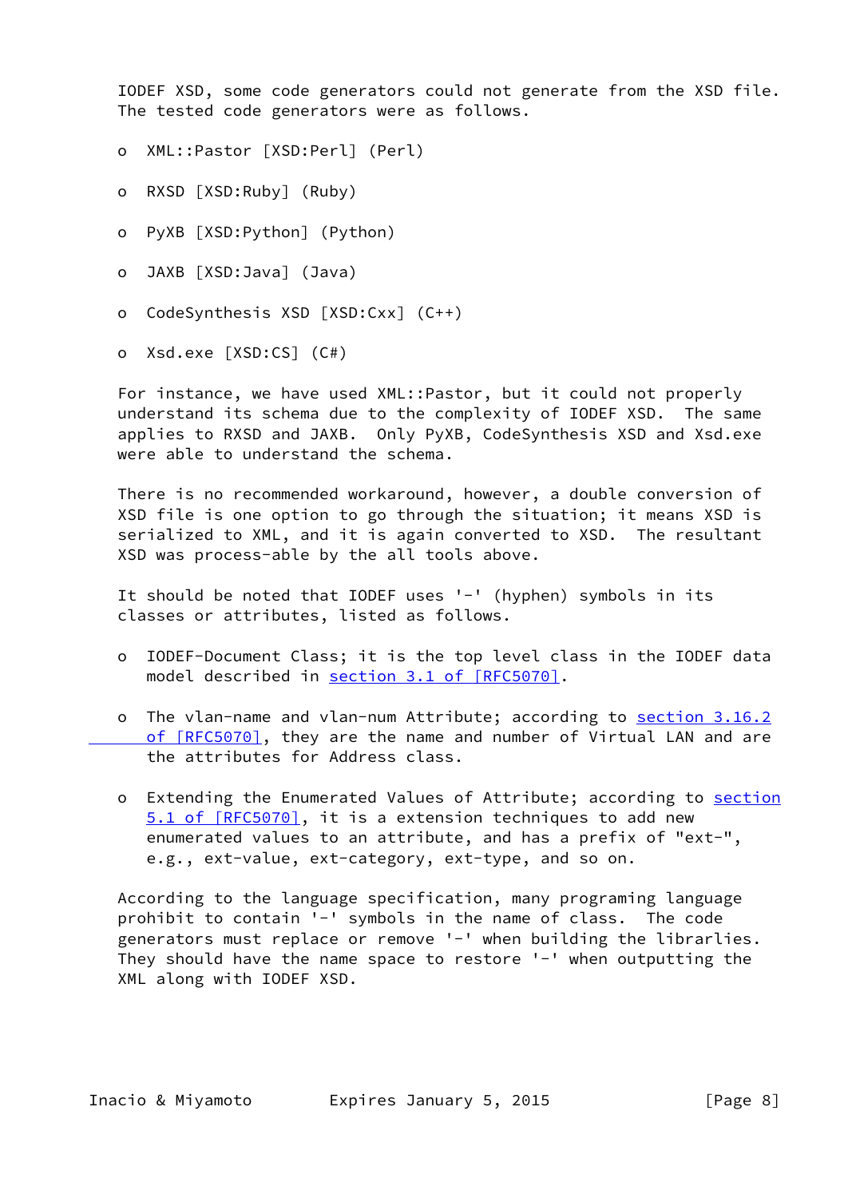IODEF XSD, some code generators could not generate from the XSD file. The tested code generators were as follows.

- XML::Pastor [XSD:Perl] (Perl)
- RXSD [XSD:Ruby] (Ruby)
- PyXB [XSD:Python] (Python)
- JAXB [XSD:Java] (Java)
- CodeSynthesis XSD [XSD:Cxx] (C++)
- Xsd.exe [XSD:CS] (C#)

For instance, we have used XML::Pastor, but it could not properly understand its schema due to the complexity of IODEF XSD. The same applies to RXSD and JAXB. Only PyXB, CodeSynthesis XSD and Xsd.exe were able to understand the schema.

There is no recommended workaround, however, a double conversion of XSD file is one option to go through the situation; it means XSD is serialized to XML, and it is again converted to XSD. The resultant XSD was process-able by the all tools above.

It should be noted that IODEF uses '-' (hyphen) symbols in its classes or attributes, listed as follows.

- IODEF-Document Class; it is the top level class in the IODEF data model described in section 3.1 of [RFC5070].
- The vlan-name and vlan-num Attribute; according to section 3.16.2 of [RFC5070], they are the name and number of Virtual LAN and are the attributes for Address class.
- Extending the Enumerated Values of Attribute; according to section 5.1 of [RFC5070], it is a extension techniques to add new enumerated values to an attribute, and has a prefix of "ext-", e.g., ext-value, ext-category, ext-type, and so on.

According to the language specification, many programing language prohibit to contain '-' symbols in the name of class. The code generators must replace or remove '-' when building the libraries. They should have the name space to restore '-' when outputting the XML along with IODEF XSD.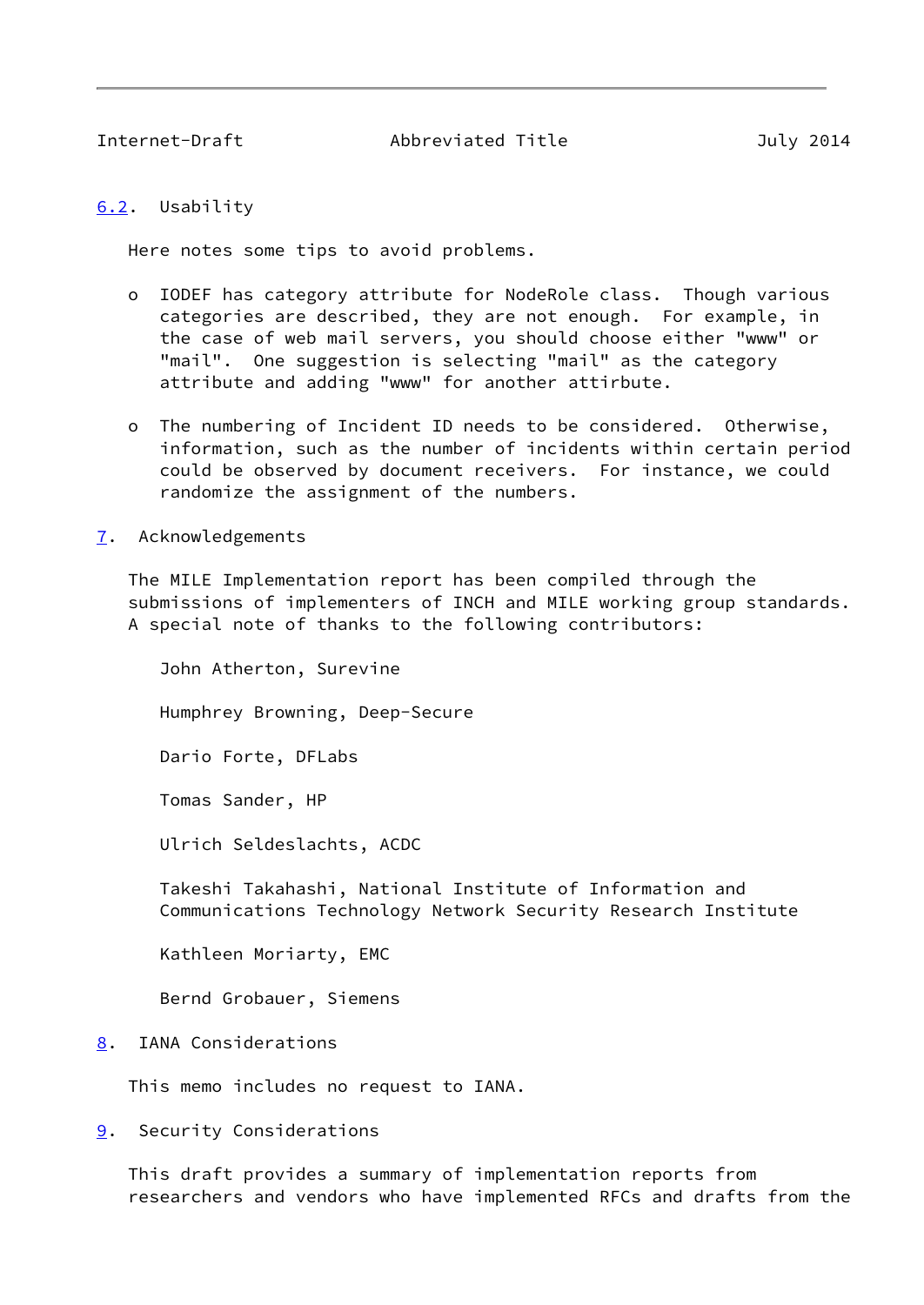### 6.2. Usability

Here notes some tips to avoid problems.

- IODEF has category attribute for NodeRole class. Though various categories are described, they are not enough. For example, in the case of web mail servers, you should choose either "www" or "mail". One suggestion is selecting "mail" as the category attribute and adding "www" for another attirbute.

- The numbering of Incident ID needs to be considered. Otherwise, information, such as the number of incidents within certain period could be observed by document receivers. For instance, we could randomize the assignment of the numbers.

## 7. Acknowledgements

The MILE Implementation report has been compiled through the submissions of implementers of INCH and MILE working group standards. A special note of thanks to the following contributors:

John Atherton, Surevine

Humphrey Browning, Deep-Secure

Dario Forte, DFLabs

Tomas Sander, HP

Ulrich Seldeslachts, ACDC

Takeshi Takahashi, National Institute of Information and Communications Technology Network Security Research Institute

Kathleen Moriarty, EMC

Bernd Grobauer, Siemens

## 8. IANA Considerations

This memo includes no request to IANA.

## 9. Security Considerations

This draft provides a summary of implementation reports from researchers and vendors who have implemented RFCs and drafts from the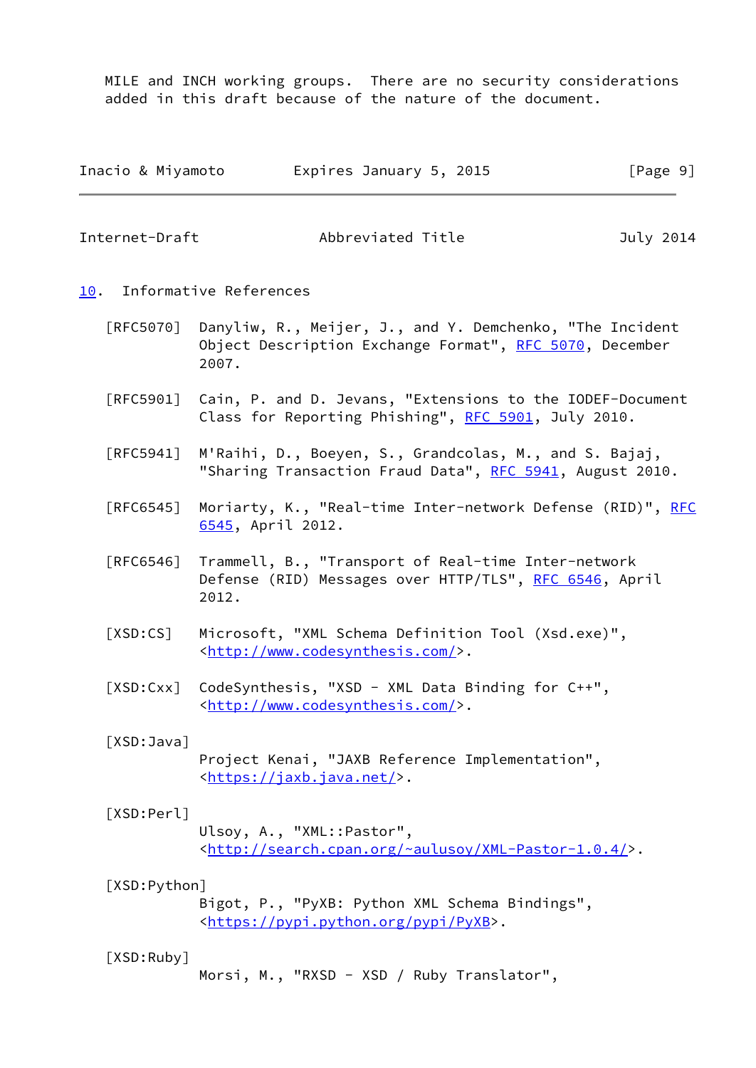MILE and INCH working groups. There are no security considerations added in this draft because of the nature of the document.

## 10. Informative References

[RFC5070] Danyliw, R., Meijer, J., and Y. Demchenko, "The Incident Object Description Exchange Format", RFC 5070, December 2007.

[RFC5901] Cain, P. and D. Jevans, "Extensions to the IODEF-Document Class for Reporting Phishing", RFC 5901, July 2010.

[RFC5941] M'Raihi, D., Boeyen, S., Grandcolas, M., and S. Bajaj, "Sharing Transaction Fraud Data", RFC 5941, August 2010.

[RFC6545] Moriarty, K., "Real-time Inter-network Defense (RID)", RFC 6545, April 2012.

[RFC6546] Trammell, B., "Transport of Real-time Inter-network Defense (RID) Messages over HTTP/TLS", RFC 6546, April 2012.

[XSD:CS] Microsoft, "XML Schema Definition Tool (Xsd.exe)", <http://www.codesynthesis.com/>.

[XSD:Cxx] CodeSynthesis, "XSD - XML Data Binding for C++", <http://www.codesynthesis.com/>.

[XSD:Java] Project Kenai, "JAXB Reference Implementation", <https://jaxb.java.net/>.

[XSD:Perl] Ulsoy, A., "XML::Pastor", <http://search.cpan.org/~aulusoy/XML-Pastor-1.0.4/>.

[XSD:Python] Bigot, P., "PyXB: Python XML Schema Bindings", <https://pypi.python.org/pypi/PyXB>.

[XSD:Ruby] Morsi, M., "RXSD - XSD / Ruby Translator",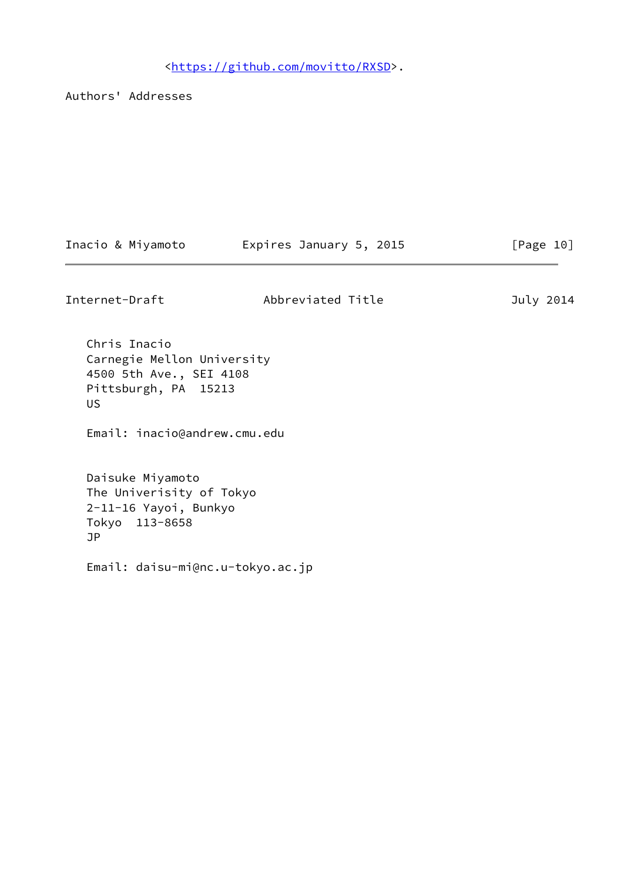<https://github.com/movitto/RXSD>.

## Authors' Addresses

Chris Inacio
Carnegie Mellon University
4500 5th Ave., SEI 4108
Pittsburgh, PA  15213
US

Email: inacio@andrew.cmu.edu

Daisuke Miyamoto
The Univerisity of Tokyo
2-11-16 Yayoi, Bunkyo
Tokyo  113-8658
JP

Email: daisu-mi@nc.u-tokyo.ac.jp